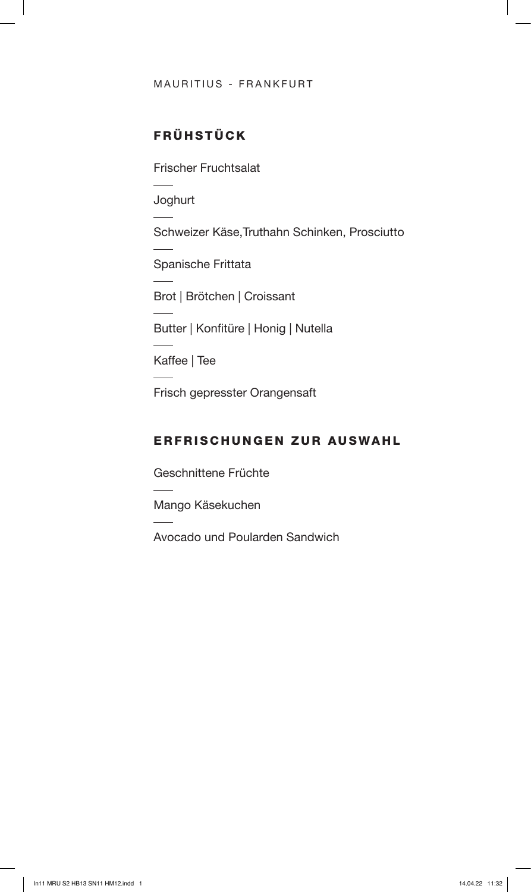MAURITIUS - FRANKFURT

## FRÜHSTÜCK

Frischer Fruchtsalat

Joghurt

Schweizer Käse,Truthahn Schinken, Prosciutto

Spanische Frittata

Brot | Brötchen | Croissant

Butter | Konfitüre | Honig | Nutella

Kaffee | Tee

Frisch gepresster Orangensaft

## ERFRISCHUNGEN ZUR AUSWAHL

Geschnittene Früchte

Mango Käsekuchen

Avocado und Poularden Sandwich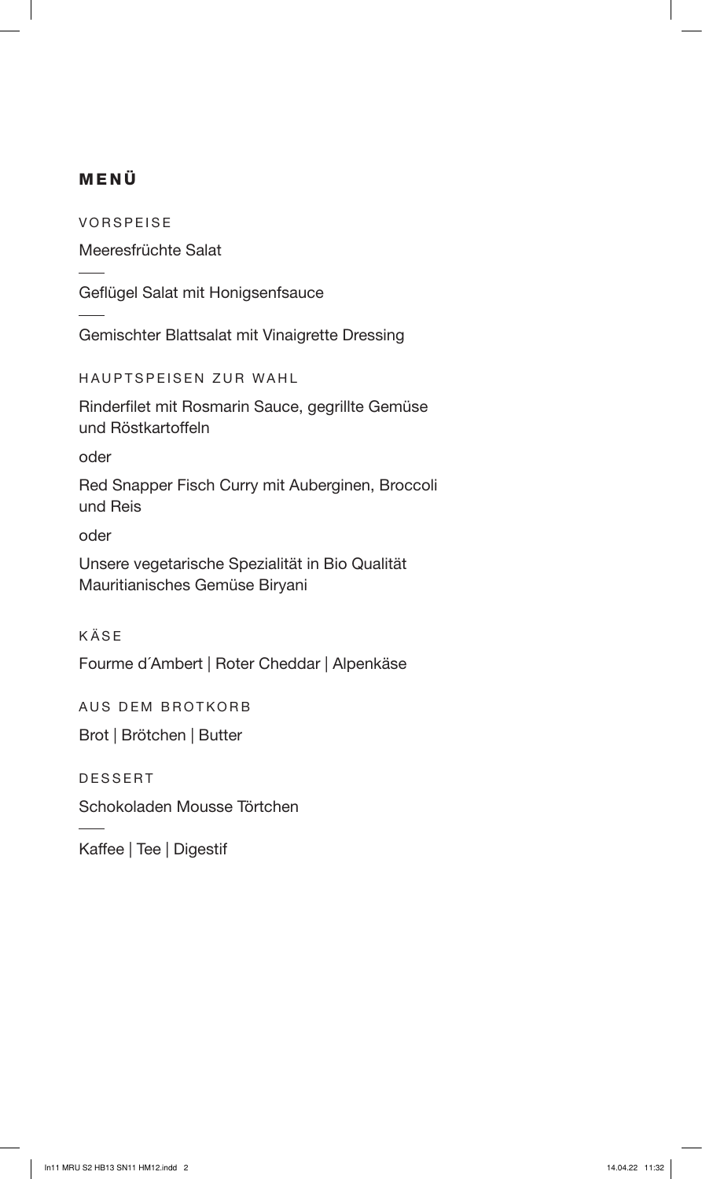# MENÜ

## VORSPEISE

Meeresfrüchte Salat

---

Geflügel Salat mit Honigsenfsauce

---

Gemischter Blattsalat mit Vinaigrette Dressing

## HAUPTSPEISEN ZUR WAHL

Rinderfilet mit Rosmarin Sauce, gegrillte Gemüse und Röstkartoffeln

oder

Red Snapper Fisch Curry mit Auberginen, Broccoli und Reis

oder

Unsere vegetarische Spezialität in Bio Qualität
Mauritianisches Gemüse Biryani

## KÄSE

Fourme d´Ambert | Roter Cheddar | Alpenkäse

## AUS DEM BROTKORB

Brot | Brötchen | Butter

## DESSERT

Schokoladen Mousse Törtchen

---

Kaffee | Tee | Digestif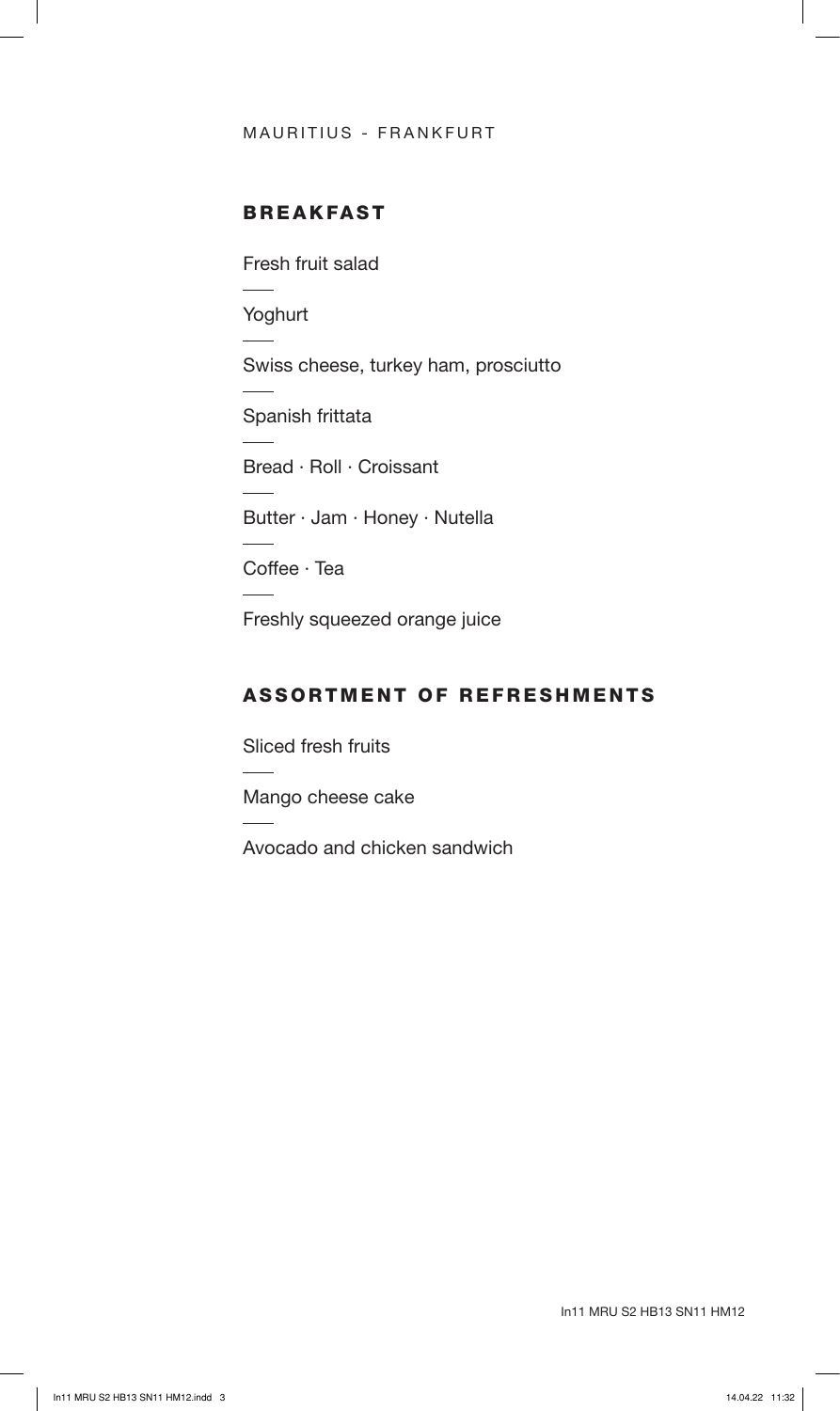MAURITIUS - FRANKFURT

## BREAKFAST

Fresh fruit salad

Yoghurt

Swiss cheese, turkey ham, prosciutto

Spanish frittata

Bread · Roll · Croissant

Butter · Jam · Honey · Nutella

Coffee · Tea

Freshly squeezed orange juice

## ASSORTMENT OF REFRESHMENTS

Sliced fresh fruits

Mango cheese cake

Avocado and chicken sandwich

In11 MRU S2 HB13 SN11 HM12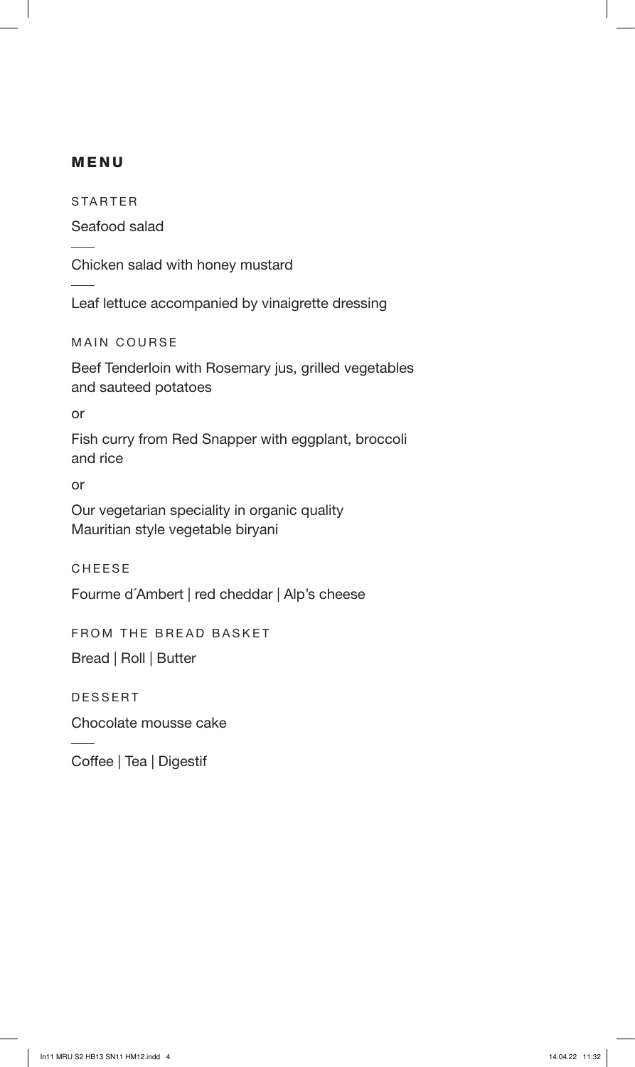## MENU

STARTER

Seafood salad

---

Chicken salad with honey mustard

---

Leaf lettuce accompanied by vinaigrette dressing

MAIN COURSE

Beef Tenderloin with Rosemary jus, grilled vegetables and sauteed potatoes

or

Fish curry from Red Snapper with eggplant, broccoli and rice

or

Our vegetarian speciality in organic quality
Mauritian style vegetable biryani

CHEESE

Fourme d´Ambert | red cheddar | Alp's cheese

FROM THE BREAD BASKET

Bread | Roll | Butter

DESSERT

Chocolate mousse cake

---

Coffee | Tea | Digestif